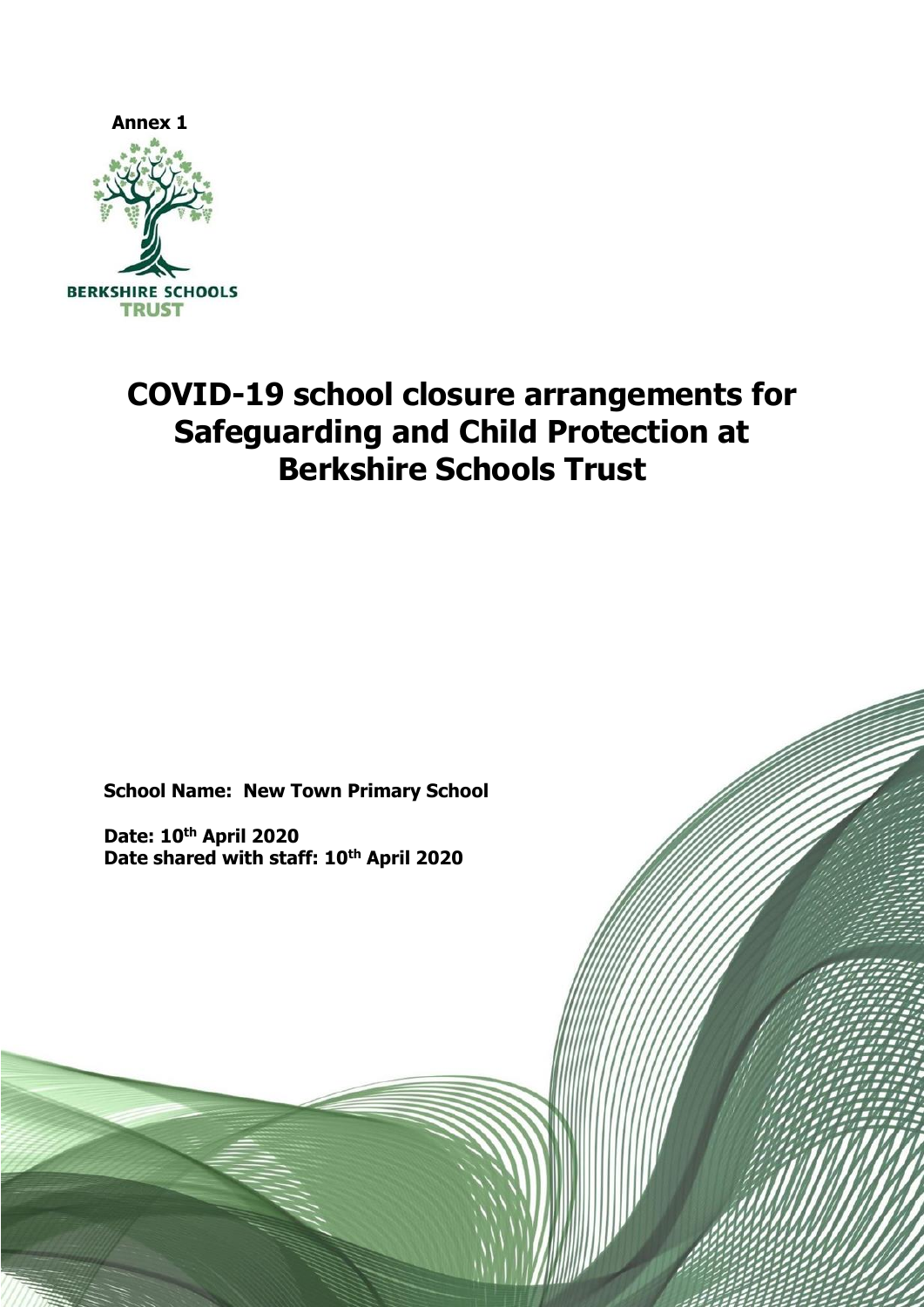**Annex 1**

BERKSHIRE SCHOOLS TRUST

# COVID-19 school closure arrangements for Safeguarding and Child Protection at Berkshire Schools Trust

**School Name: New Town Primary School**

**Date: 10th April 2020**
**Date shared with staff: 10th April 2020**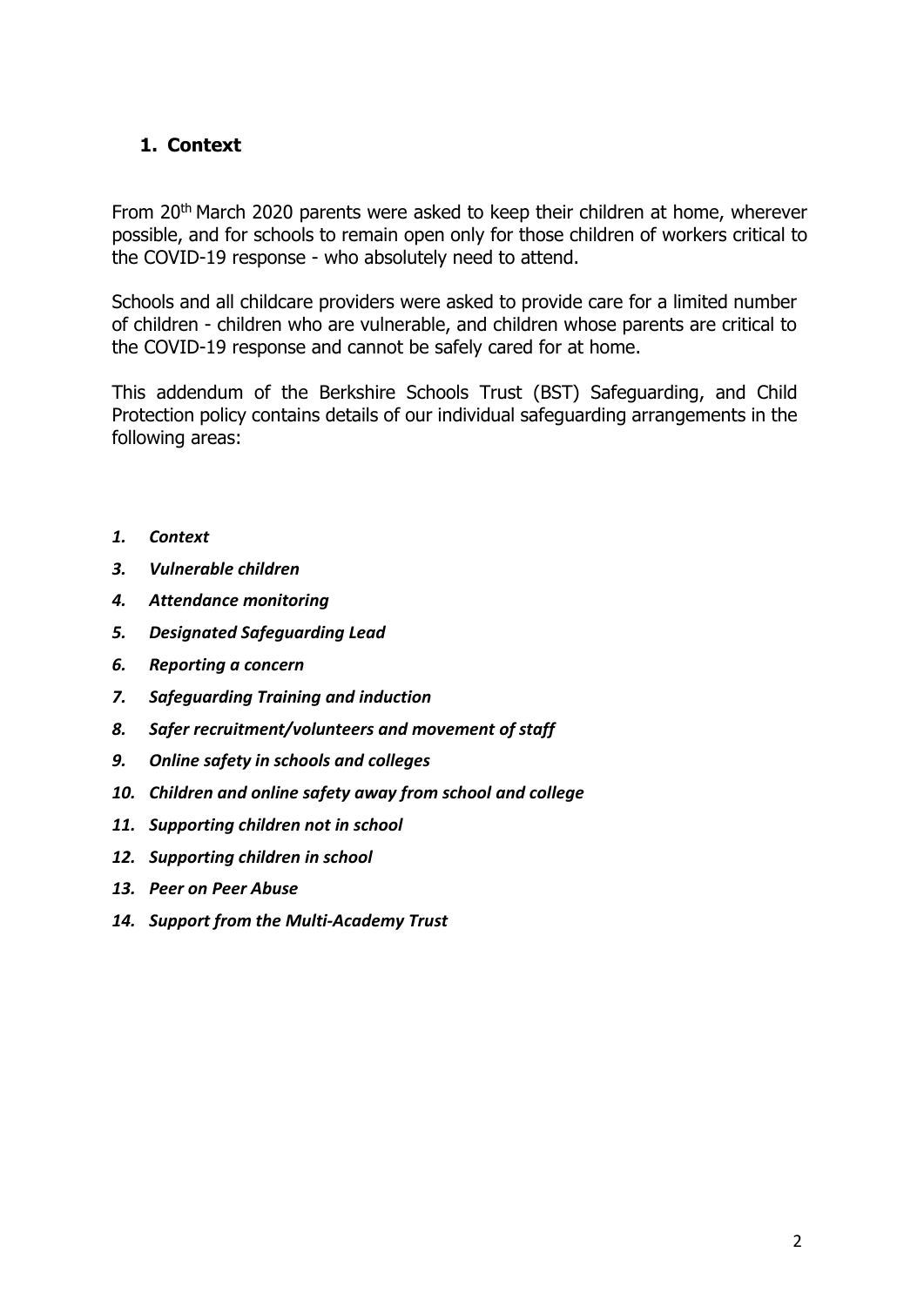## 1. Context

From 20th March 2020 parents were asked to keep their children at home, wherever possible, and for schools to remain open only for those children of workers critical to the COVID-19 response - who absolutely need to attend.

Schools and all childcare providers were asked to provide care for a limited number of children - children who are vulnerable, and children whose parents are critical to the COVID-19 response and cannot be safely cared for at home.

This addendum of the Berkshire Schools Trust (BST) Safeguarding, and Child Protection policy contains details of our individual safeguarding arrangements in the following areas:

1. ***Context***
3. ***Vulnerable children***
4. ***Attendance monitoring***
5. ***Designated Safeguarding Lead***
6. ***Reporting a concern***
7. ***Safeguarding Training and induction***
8. ***Safer recruitment/volunteers and movement of staff***
9. ***Online safety in schools and colleges***
10. ***Children and online safety away from school and college***
11. ***Supporting children not in school***
12. ***Supporting children in school***
13. ***Peer on Peer Abuse***
14. ***Support from the Multi-Academy Trust***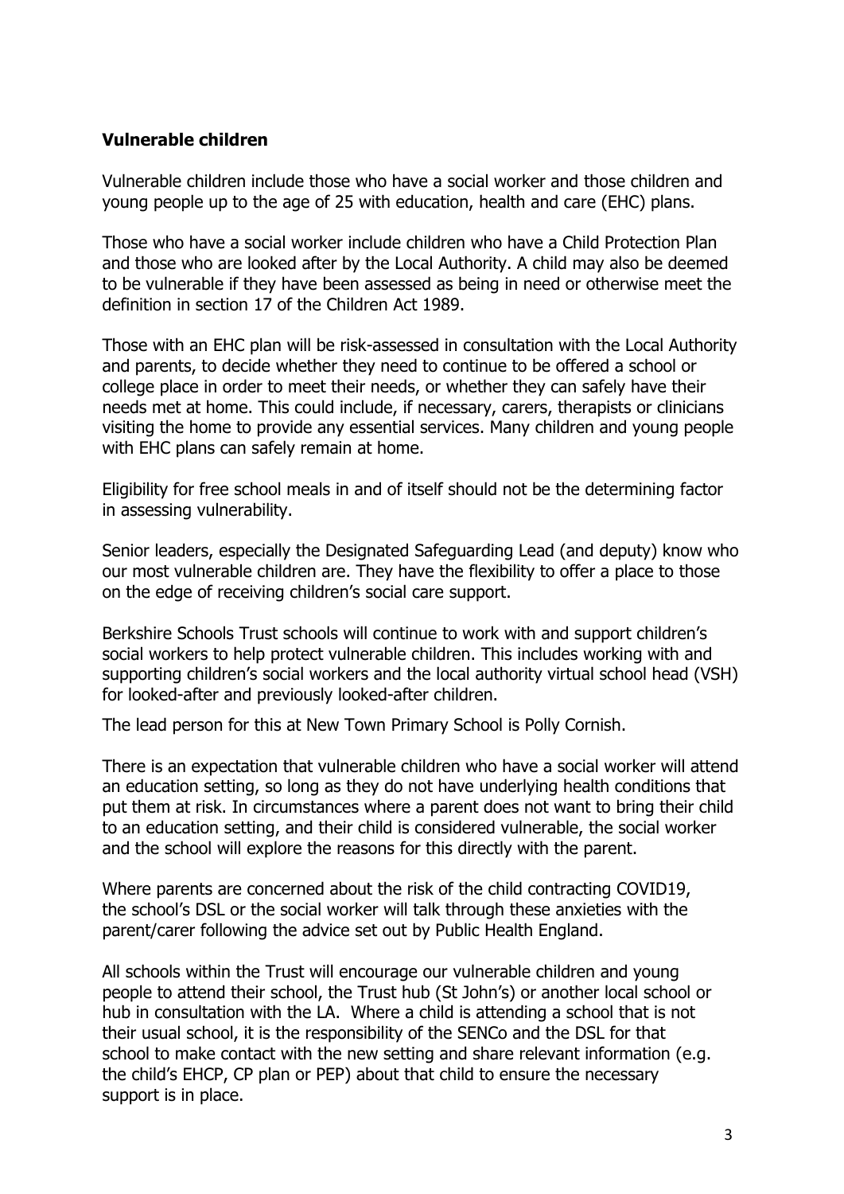### Vulnerable children

Vulnerable children include those who have a social worker and those children and young people up to the age of 25 with education, health and care (EHC) plans.

Those who have a social worker include children who have a Child Protection Plan and those who are looked after by the Local Authority. A child may also be deemed to be vulnerable if they have been assessed as being in need or otherwise meet the definition in section 17 of the Children Act 1989.

Those with an EHC plan will be risk-assessed in consultation with the Local Authority and parents, to decide whether they need to continue to be offered a school or college place in order to meet their needs, or whether they can safely have their needs met at home. This could include, if necessary, carers, therapists or clinicians visiting the home to provide any essential services. Many children and young people with EHC plans can safely remain at home.

Eligibility for free school meals in and of itself should not be the determining factor in assessing vulnerability.

Senior leaders, especially the Designated Safeguarding Lead (and deputy) know who our most vulnerable children are. They have the flexibility to offer a place to those on the edge of receiving children's social care support.

Berkshire Schools Trust schools will continue to work with and support children's social workers to help protect vulnerable children. This includes working with and supporting children's social workers and the local authority virtual school head (VSH) for looked-after and previously looked-after children.

The lead person for this at New Town Primary School is Polly Cornish.

There is an expectation that vulnerable children who have a social worker will attend an education setting, so long as they do not have underlying health conditions that put them at risk. In circumstances where a parent does not want to bring their child to an education setting, and their child is considered vulnerable, the social worker and the school will explore the reasons for this directly with the parent.

Where parents are concerned about the risk of the child contracting COVID19, the school's DSL or the social worker will talk through these anxieties with the parent/carer following the advice set out by Public Health England.

All schools within the Trust will encourage our vulnerable children and young people to attend their school, the Trust hub (St John's) or another local school or hub in consultation with the LA. Where a child is attending a school that is not their usual school, it is the responsibility of the SENCo and the DSL for that school to make contact with the new setting and share relevant information (e.g. the child's EHCP, CP plan or PEP) about that child to ensure the necessary support is in place.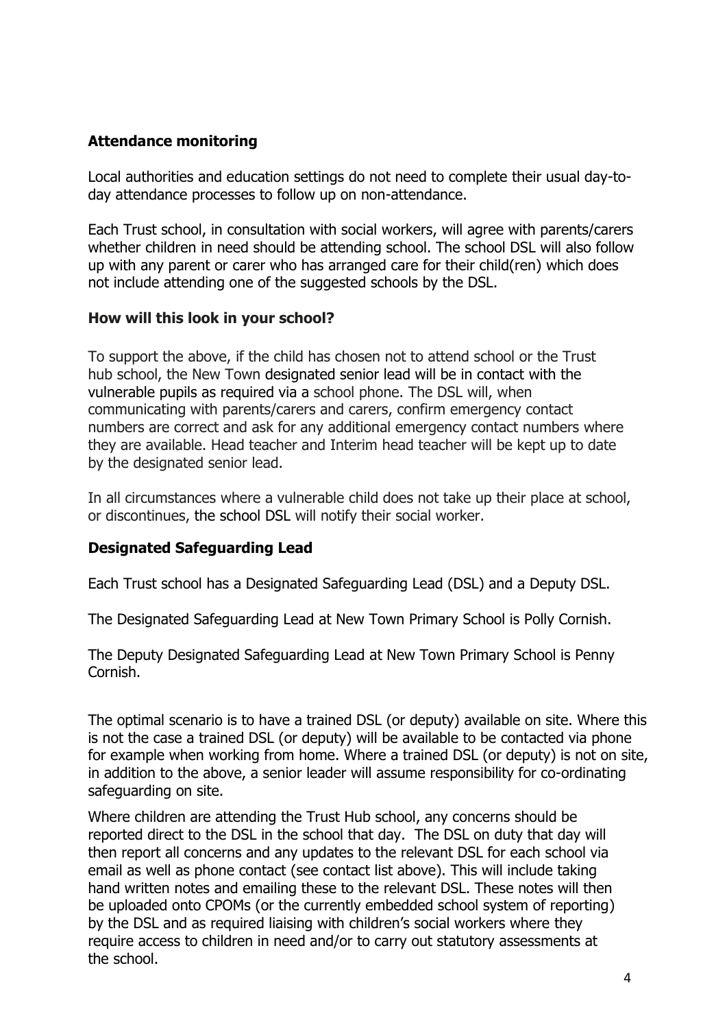### Attendance monitoring

Local authorities and education settings do not need to complete their usual day-to-day attendance processes to follow up on non-attendance.

Each Trust school, in consultation with social workers, will agree with parents/carers whether children in need should be attending school. The school DSL will also follow up with any parent or carer who has arranged care for their child(ren) which does not include attending one of the suggested schools by the DSL.

### How will this look in your school?

To support the above, if the child has chosen not to attend school or the Trust hub school, the New Town designated senior lead will be in contact with the vulnerable pupils as required via a school phone. The DSL will, when communicating with parents/carers and carers, confirm emergency contact numbers are correct and ask for any additional emergency contact numbers where they are available. Head teacher and Interim head teacher will be kept up to date by the designated senior lead.

In all circumstances where a vulnerable child does not take up their place at school, or discontinues, the school DSL will notify their social worker.

### Designated Safeguarding Lead

Each Trust school has a Designated Safeguarding Lead (DSL) and a Deputy DSL.

The Designated Safeguarding Lead at New Town Primary School is Polly Cornish.

The Deputy Designated Safeguarding Lead at New Town Primary School is Penny Cornish.

The optimal scenario is to have a trained DSL (or deputy) available on site. Where this is not the case a trained DSL (or deputy) will be available to be contacted via phone for example when working from home. Where a trained DSL (or deputy) is not on site, in addition to the above, a senior leader will assume responsibility for co-ordinating safeguarding on site.

Where children are attending the Trust Hub school, any concerns should be reported direct to the DSL in the school that day. The DSL on duty that day will then report all concerns and any updates to the relevant DSL for each school via email as well as phone contact (see contact list above). This will include taking hand written notes and emailing these to the relevant DSL. These notes will then be uploaded onto CPOMs (or the currently embedded school system of reporting) by the DSL and as required liaising with children's social workers where they require access to children in need and/or to carry out statutory assessments at the school.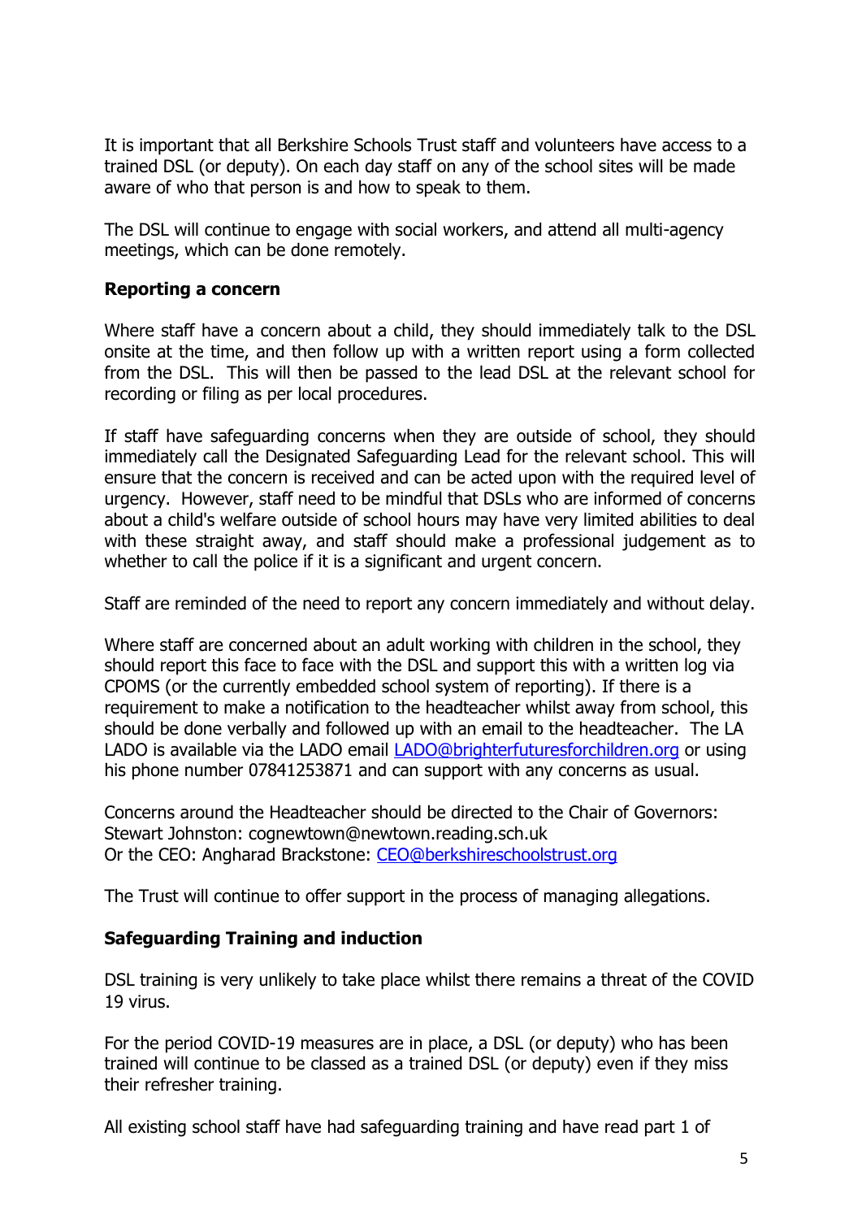It is important that all Berkshire Schools Trust staff and volunteers have access to a trained DSL (or deputy). On each day staff on any of the school sites will be made aware of who that person is and how to speak to them.

The DSL will continue to engage with social workers, and attend all multi-agency meetings, which can be done remotely.

**Reporting a concern**

Where staff have a concern about a child, they should immediately talk to the DSL onsite at the time, and then follow up with a written report using a form collected from the DSL. This will then be passed to the lead DSL at the relevant school for recording or filing as per local procedures.

If staff have safeguarding concerns when they are outside of school, they should immediately call the Designated Safeguarding Lead for the relevant school. This will ensure that the concern is received and can be acted upon with the required level of urgency. However, staff need to be mindful that DSLs who are informed of concerns about a child's welfare outside of school hours may have very limited abilities to deal with these straight away, and staff should make a professional judgement as to whether to call the police if it is a significant and urgent concern.

Staff are reminded of the need to report any concern immediately and without delay.

Where staff are concerned about an adult working with children in the school, they should report this face to face with the DSL and support this with a written log via CPOMS (or the currently embedded school system of reporting). If there is a requirement to make a notification to the headteacher whilst away from school, this should be done verbally and followed up with an email to the headteacher. The LA LADO is available via the LADO email [LADO@brighterfuturesforchildren.org](mailto:LADO@brighterfuturesforchildren.org) or using his phone number 07841253871 and can support with any concerns as usual.

Concerns around the Headteacher should be directed to the Chair of Governors:
Stewart Johnston: cognewtown@newtown.reading.sch.uk
Or the CEO: Angharad Brackstone: [CEO@berkshireschoolstrust.org](mailto:CEO@berkshireschoolstrust.org)

The Trust will continue to offer support in the process of managing allegations.

**Safeguarding Training and induction**

DSL training is very unlikely to take place whilst there remains a threat of the COVID 19 virus.

For the period COVID-19 measures are in place, a DSL (or deputy) who has been trained will continue to be classed as a trained DSL (or deputy) even if they miss their refresher training.

All existing school staff have had safeguarding training and have read part 1 of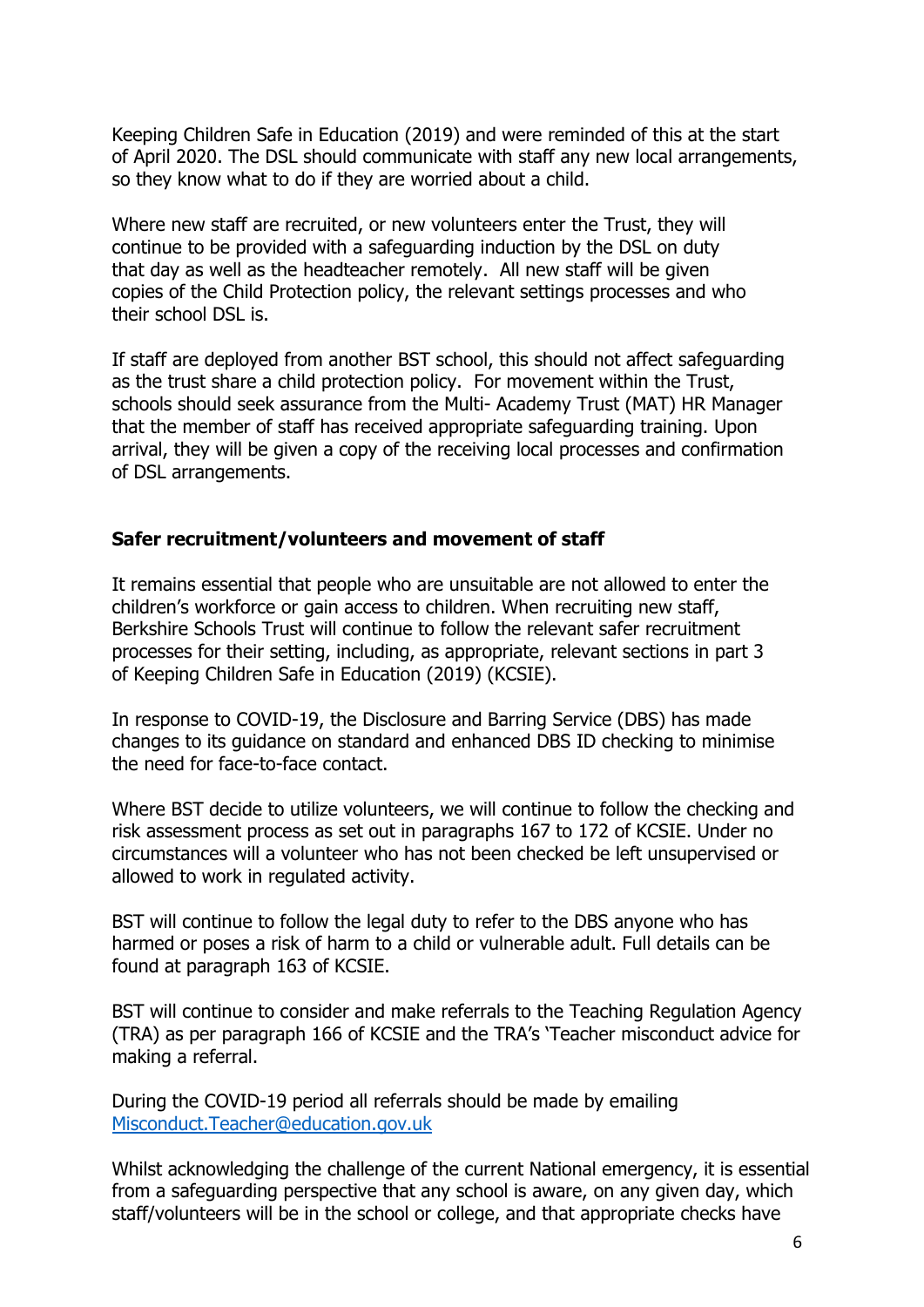Keeping Children Safe in Education (2019) and were reminded of this at the start of April 2020. The DSL should communicate with staff any new local arrangements, so they know what to do if they are worried about a child.

Where new staff are recruited, or new volunteers enter the Trust, they will continue to be provided with a safeguarding induction by the DSL on duty that day as well as the headteacher remotely. All new staff will be given copies of the Child Protection policy, the relevant settings processes and who their school DSL is.

If staff are deployed from another BST school, this should not affect safeguarding as the trust share a child protection policy. For movement within the Trust, schools should seek assurance from the Multi- Academy Trust (MAT) HR Manager that the member of staff has received appropriate safeguarding training. Upon arrival, they will be given a copy of the receiving local processes and confirmation of DSL arrangements.

**Safer recruitment/volunteers and movement of staff**

It remains essential that people who are unsuitable are not allowed to enter the children's workforce or gain access to children. When recruiting new staff, Berkshire Schools Trust will continue to follow the relevant safer recruitment processes for their setting, including, as appropriate, relevant sections in part 3 of Keeping Children Safe in Education (2019) (KCSIE).

In response to COVID-19, the Disclosure and Barring Service (DBS) has made changes to its guidance on standard and enhanced DBS ID checking to minimise the need for face-to-face contact.

Where BST decide to utilize volunteers, we will continue to follow the checking and risk assessment process as set out in paragraphs 167 to 172 of KCSIE. Under no circumstances will a volunteer who has not been checked be left unsupervised or allowed to work in regulated activity.

BST will continue to follow the legal duty to refer to the DBS anyone who has harmed or poses a risk of harm to a child or vulnerable adult. Full details can be found at paragraph 163 of KCSIE.

BST will continue to consider and make referrals to the Teaching Regulation Agency (TRA) as per paragraph 166 of KCSIE and the TRA's 'Teacher misconduct advice for making a referral.

During the COVID-19 period all referrals should be made by emailing [Misconduct.Teacher@education.gov.uk](mailto:Misconduct.Teacher@education.gov.uk)

Whilst acknowledging the challenge of the current National emergency, it is essential from a safeguarding perspective that any school is aware, on any given day, which staff/volunteers will be in the school or college, and that appropriate checks have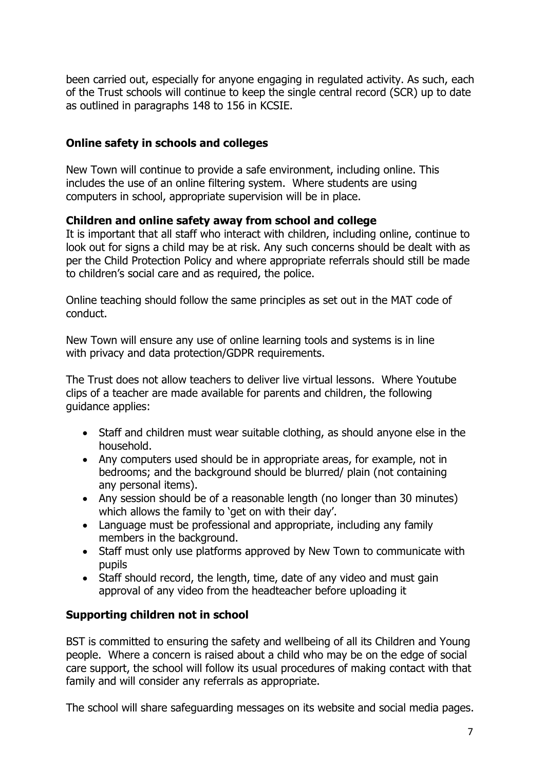been carried out, especially for anyone engaging in regulated activity. As such, each of the Trust schools will continue to keep the single central record (SCR) up to date as outlined in paragraphs 148 to 156 in KCSIE.

**Online safety in schools and colleges**

New Town will continue to provide a safe environment, including online. This includes the use of an online filtering system. Where students are using computers in school, appropriate supervision will be in place.

**Children and online safety away from school and college**

It is important that all staff who interact with children, including online, continue to look out for signs a child may be at risk. Any such concerns should be dealt with as per the Child Protection Policy and where appropriate referrals should still be made to children's social care and as required, the police.

Online teaching should follow the same principles as set out in the MAT code of conduct.

New Town will ensure any use of online learning tools and systems is in line with privacy and data protection/GDPR requirements.

The Trust does not allow teachers to deliver live virtual lessons. Where Youtube clips of a teacher are made available for parents and children, the following guidance applies:

- Staff and children must wear suitable clothing, as should anyone else in the household.
- Any computers used should be in appropriate areas, for example, not in bedrooms; and the background should be blurred/ plain (not containing any personal items).
- Any session should be of a reasonable length (no longer than 30 minutes) which allows the family to 'get on with their day'.
- Language must be professional and appropriate, including any family members in the background.
- Staff must only use platforms approved by New Town to communicate with pupils
- Staff should record, the length, time, date of any video and must gain approval of any video from the headteacher before uploading it

**Supporting children not in school**

BST is committed to ensuring the safety and wellbeing of all its Children and Young people. Where a concern is raised about a child who may be on the edge of social care support, the school will follow its usual procedures of making contact with that family and will consider any referrals as appropriate.

The school will share safeguarding messages on its website and social media pages.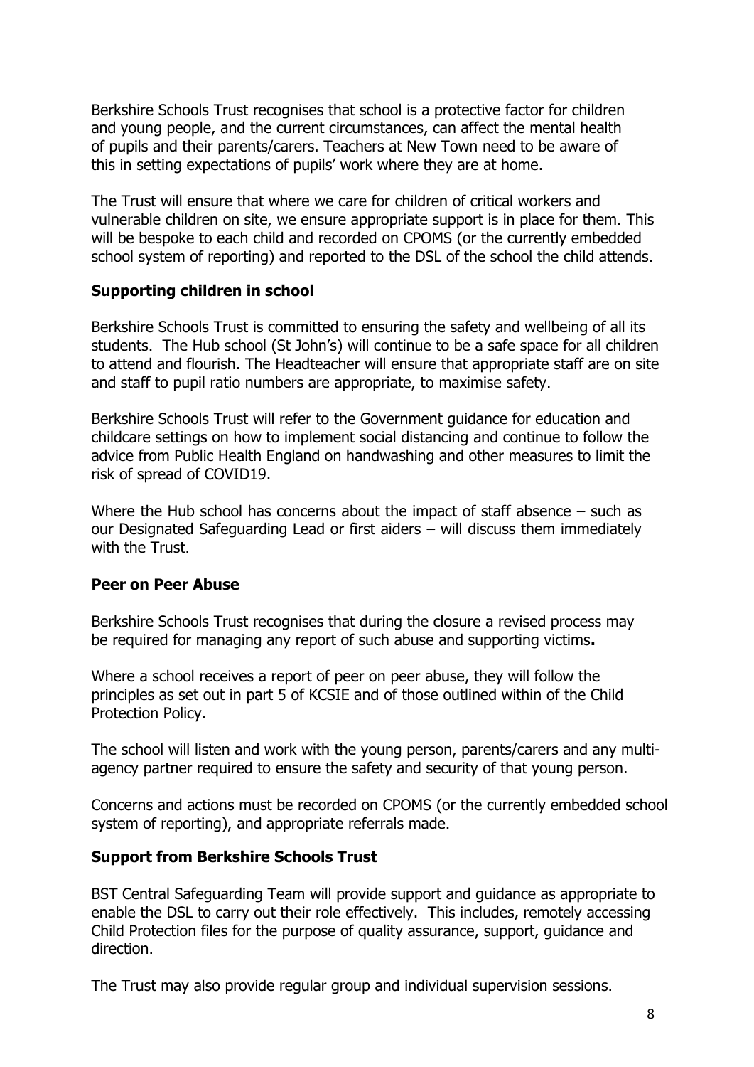Berkshire Schools Trust recognises that school is a protective factor for children and young people, and the current circumstances, can affect the mental health of pupils and their parents/carers. Teachers at New Town need to be aware of this in setting expectations of pupils' work where they are at home.

The Trust will ensure that where we care for children of critical workers and vulnerable children on site, we ensure appropriate support is in place for them. This will be bespoke to each child and recorded on CPOMS (or the currently embedded school system of reporting) and reported to the DSL of the school the child attends.

## Supporting children in school

Berkshire Schools Trust is committed to ensuring the safety and wellbeing of all its students. The Hub school (St John's) will continue to be a safe space for all children to attend and flourish. The Headteacher will ensure that appropriate staff are on site and staff to pupil ratio numbers are appropriate, to maximise safety.

Berkshire Schools Trust will refer to the Government guidance for education and childcare settings on how to implement social distancing and continue to follow the advice from Public Health England on handwashing and other measures to limit the risk of spread of COVID19.

Where the Hub school has concerns about the impact of staff absence – such as our Designated Safeguarding Lead or first aiders – will discuss them immediately with the Trust.

## Peer on Peer Abuse

Berkshire Schools Trust recognises that during the closure a revised process may be required for managing any report of such abuse and supporting victims**.**

Where a school receives a report of peer on peer abuse, they will follow the principles as set out in part 5 of KCSIE and of those outlined within of the Child Protection Policy.

The school will listen and work with the young person, parents/carers and any multi-agency partner required to ensure the safety and security of that young person.

Concerns and actions must be recorded on CPOMS (or the currently embedded school system of reporting), and appropriate referrals made.

## Support from Berkshire Schools Trust

BST Central Safeguarding Team will provide support and guidance as appropriate to enable the DSL to carry out their role effectively. This includes, remotely accessing Child Protection files for the purpose of quality assurance, support, guidance and direction.

The Trust may also provide regular group and individual supervision sessions.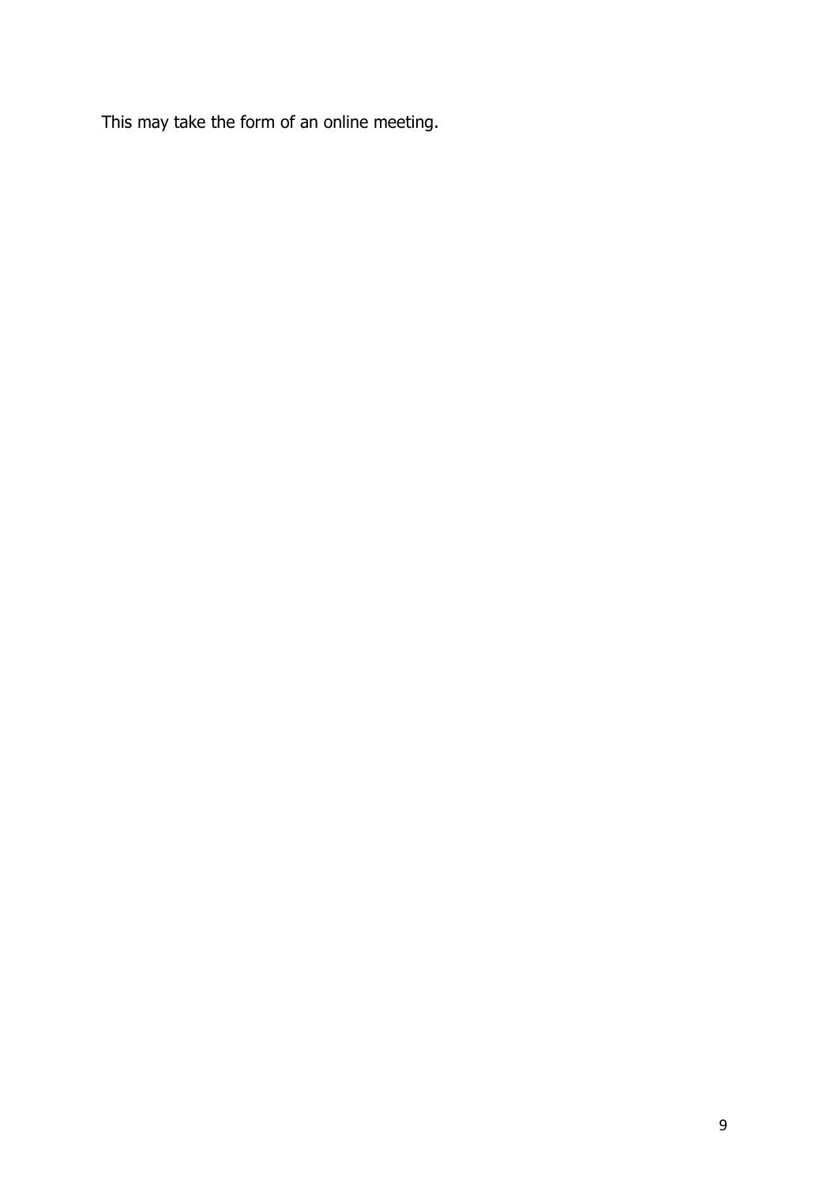This may take the form of an online meeting.